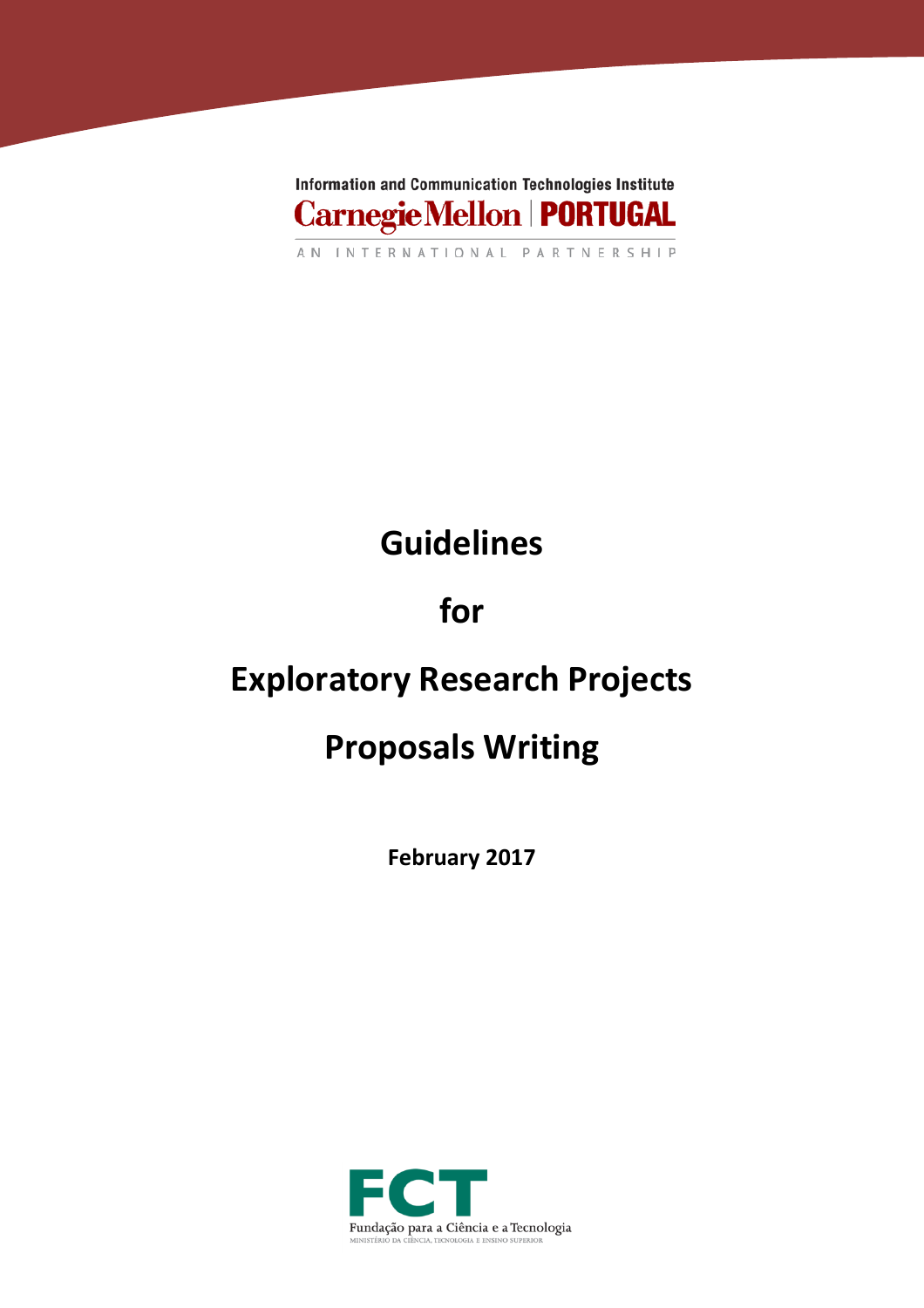Information and Communication Technologies Institute

Carnegie Mellon | PORTUGAL

AN INTERNATIONAL PARTNERSHIP

# Guidelines

# for

# Exploratory Research Projects

# Proposals Writing

**February 2017**

FCT

Fundação para a Ciência e a Tecnologia

MINISTÉRIO DA CIÊNCIA, TECNOLOGIA E ENSINO SUPERIOR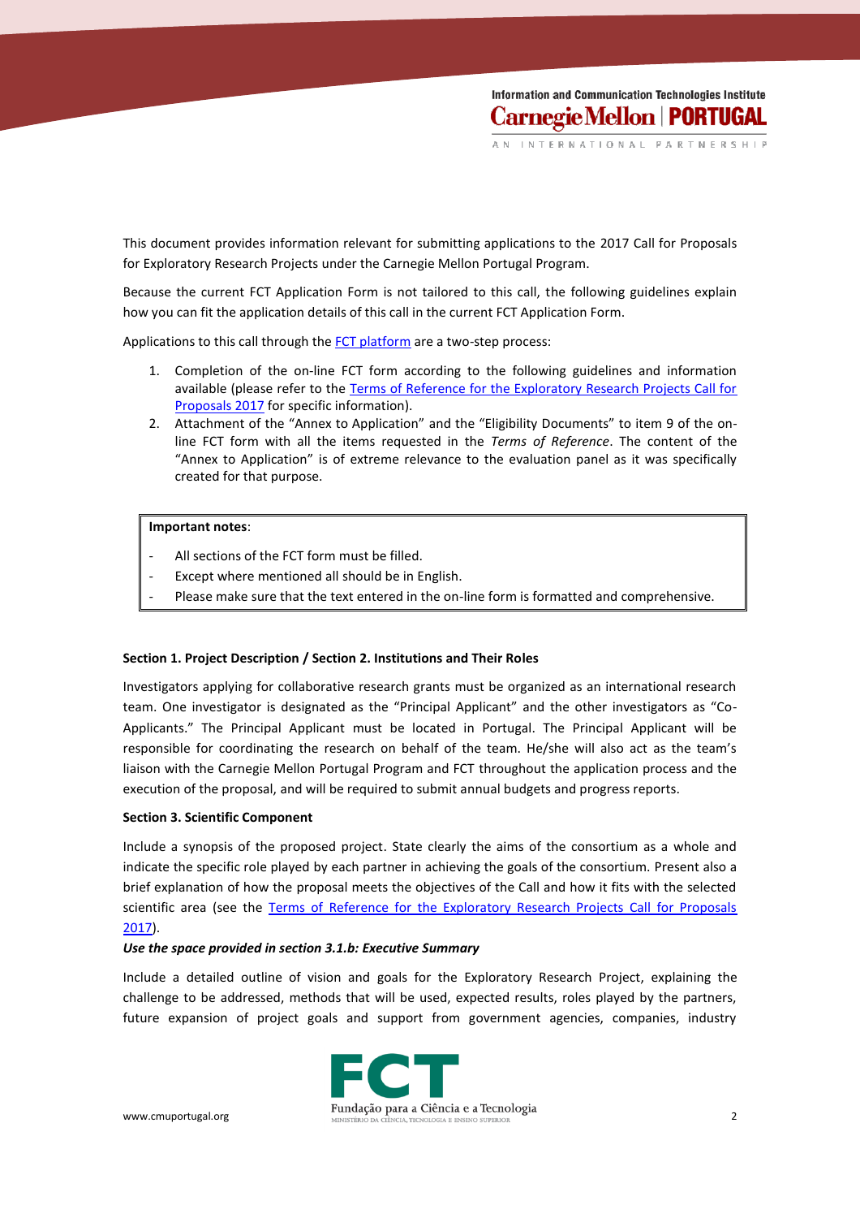This document provides information relevant for submitting applications to the 2017 Call for Proposals for Exploratory Research Projects under the Carnegie Mellon Portugal Program.

Because the current FCT Application Form is not tailored to this call, the following guidelines explain how you can fit the application details of this call in the current FCT Application Form.

Applications to this call through the FCT platform are a two-step process:

1. Completion of the on-line FCT form according to the following guidelines and information available (please refer to the Terms of Reference for the Exploratory Research Projects Call for Proposals 2017 for specific information).
2. Attachment of the "Annex to Application" and the "Eligibility Documents" to item 9 of the on-line FCT form with all the items requested in the *Terms of Reference*. The content of the "Annex to Application" is of extreme relevance to the evaluation panel as it was specifically created for that purpose.

**Important notes**:

- All sections of the FCT form must be filled.
- Except where mentioned all should be in English.
- Please make sure that the text entered in the on-line form is formatted and comprehensive.

**Section 1. Project Description / Section 2. Institutions and Their Roles**

Investigators applying for collaborative research grants must be organized as an international research team. One investigator is designated as the "Principal Applicant" and the other investigators as "Co-Applicants." The Principal Applicant must be located in Portugal. The Principal Applicant will be responsible for coordinating the research on behalf of the team. He/she will also act as the team's liaison with the Carnegie Mellon Portugal Program and FCT throughout the application process and the execution of the proposal, and will be required to submit annual budgets and progress reports.

**Section 3. Scientific Component**

Include a synopsis of the proposed project. State clearly the aims of the consortium as a whole and indicate the specific role played by each partner in achieving the goals of the consortium. Present also a brief explanation of how the proposal meets the objectives of the Call and how it fits with the selected scientific area (see the Terms of Reference for the Exploratory Research Projects Call for Proposals 2017).

***Use the space provided in section 3.1.b: Executive Summary***

Include a detailed outline of vision and goals for the Exploratory Research Project, explaining the challenge to be addressed, methods that will be used, expected results, roles played by the partners, future expansion of project goals and support from government agencies, companies, industry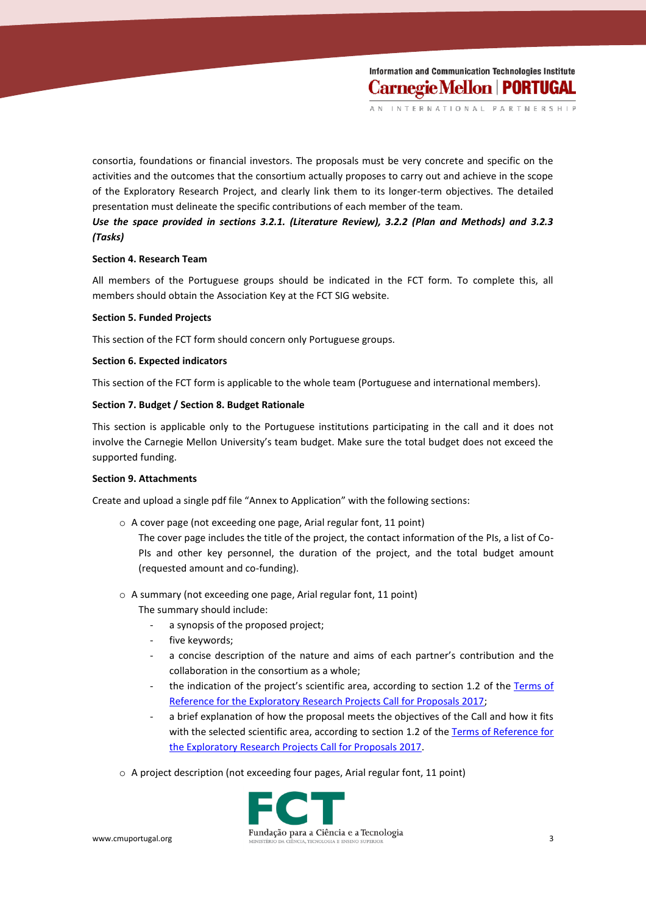consortia, foundations or financial investors. The proposals must be very concrete and specific on the activities and the outcomes that the consortium actually proposes to carry out and achieve in the scope of the Exploratory Research Project, and clearly link them to its longer-term objectives. The detailed presentation must delineate the specific contributions of each member of the team.

***Use the space provided in sections 3.2.1. (Literature Review), 3.2.2 (Plan and Methods) and 3.2.3 (Tasks)***

**Section 4. Research Team**

All members of the Portuguese groups should be indicated in the FCT form. To complete this, all members should obtain the Association Key at the FCT SIG website.

**Section 5. Funded Projects**

This section of the FCT form should concern only Portuguese groups.

**Section 6. Expected indicators**

This section of the FCT form is applicable to the whole team (Portuguese and international members).

**Section 7. Budget / Section 8. Budget Rationale**

This section is applicable only to the Portuguese institutions participating in the call and it does not involve the Carnegie Mellon University's team budget. Make sure the total budget does not exceed the supported funding.

**Section 9. Attachments**

Create and upload a single pdf file "Annex to Application" with the following sections:

- A cover page (not exceeding one page, Arial regular font, 11 point)
  The cover page includes the title of the project, the contact information of the PIs, a list of Co-PIs and other key personnel, the duration of the project, and the total budget amount (requested amount and co-funding).

- A summary (not exceeding one page, Arial regular font, 11 point)
  The summary should include:
  - a synopsis of the proposed project;
  - five keywords;
  - a concise description of the nature and aims of each partner's contribution and the collaboration in the consortium as a whole;
  - the indication of the project's scientific area, according to section 1.2 of the Terms of Reference for the Exploratory Research Projects Call for Proposals 2017;
  - a brief explanation of how the proposal meets the objectives of the Call and how it fits with the selected scientific area, according to section 1.2 of the Terms of Reference for the Exploratory Research Projects Call for Proposals 2017.

- A project description (not exceeding four pages, Arial regular font, 11 point)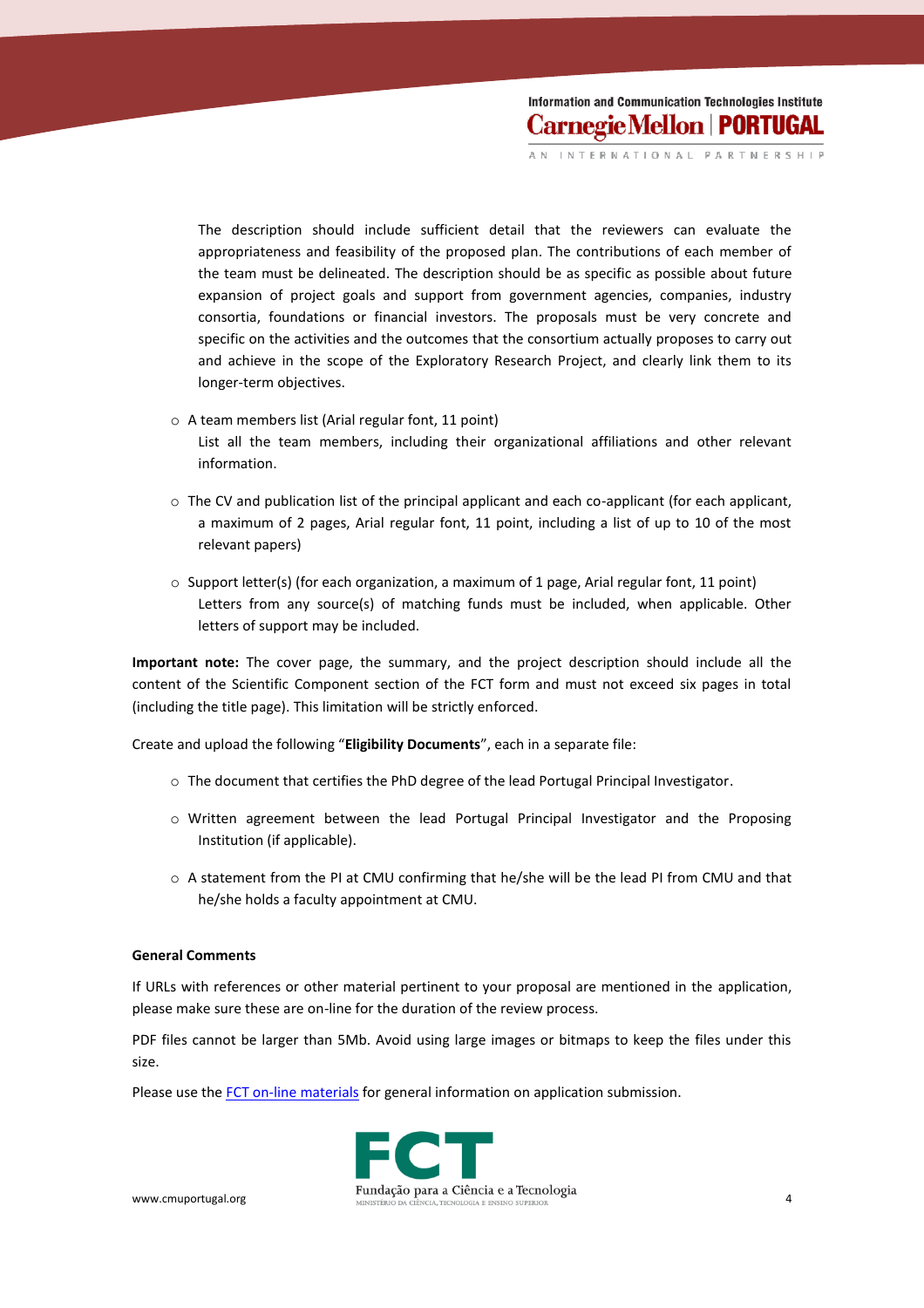The description should include sufficient detail that the reviewers can evaluate the appropriateness and feasibility of the proposed plan. The contributions of each member of the team must be delineated. The description should be as specific as possible about future expansion of project goals and support from government agencies, companies, industry consortia, foundations or financial investors. The proposals must be very concrete and specific on the activities and the outcomes that the consortium actually proposes to carry out and achieve in the scope of the Exploratory Research Project, and clearly link them to its longer-term objectives.

- A team members list (Arial regular font, 11 point)
  List all the team members, including their organizational affiliations and other relevant information.

- The CV and publication list of the principal applicant and each co-applicant (for each applicant, a maximum of 2 pages, Arial regular font, 11 point, including a list of up to 10 of the most relevant papers)

- Support letter(s) (for each organization, a maximum of 1 page, Arial regular font, 11 point)
  Letters from any source(s) of matching funds must be included, when applicable. Other letters of support may be included.

**Important note:** The cover page, the summary, and the project description should include all the content of the Scientific Component section of the FCT form and must not exceed six pages in total (including the title page). This limitation will be strictly enforced.

Create and upload the following "**Eligibility Documents**", each in a separate file:

- The document that certifies the PhD degree of the lead Portugal Principal Investigator.

- Written agreement between the lead Portugal Principal Investigator and the Proposing Institution (if applicable).

- A statement from the PI at CMU confirming that he/she will be the lead PI from CMU and that he/she holds a faculty appointment at CMU.

**General Comments**

If URLs with references or other material pertinent to your proposal are mentioned in the application, please make sure these are on-line for the duration of the review process.

PDF files cannot be larger than 5Mb. Avoid using large images or bitmaps to keep the files under this size.

Please use the FCT on-line materials for general information on application submission.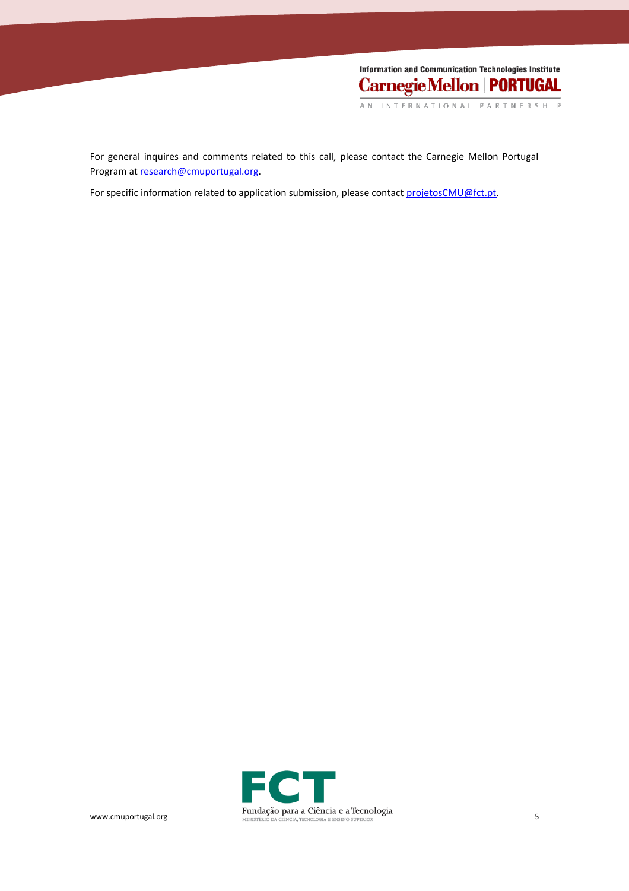For general inquires and comments related to this call, please contact the Carnegie Mellon Portugal Program at [research@cmuportugal.org](mailto:research@cmuportugal.org).

For specific information related to application submission, please contact [projetosCMU@fct.pt](mailto:projetosCMU@fct.pt).